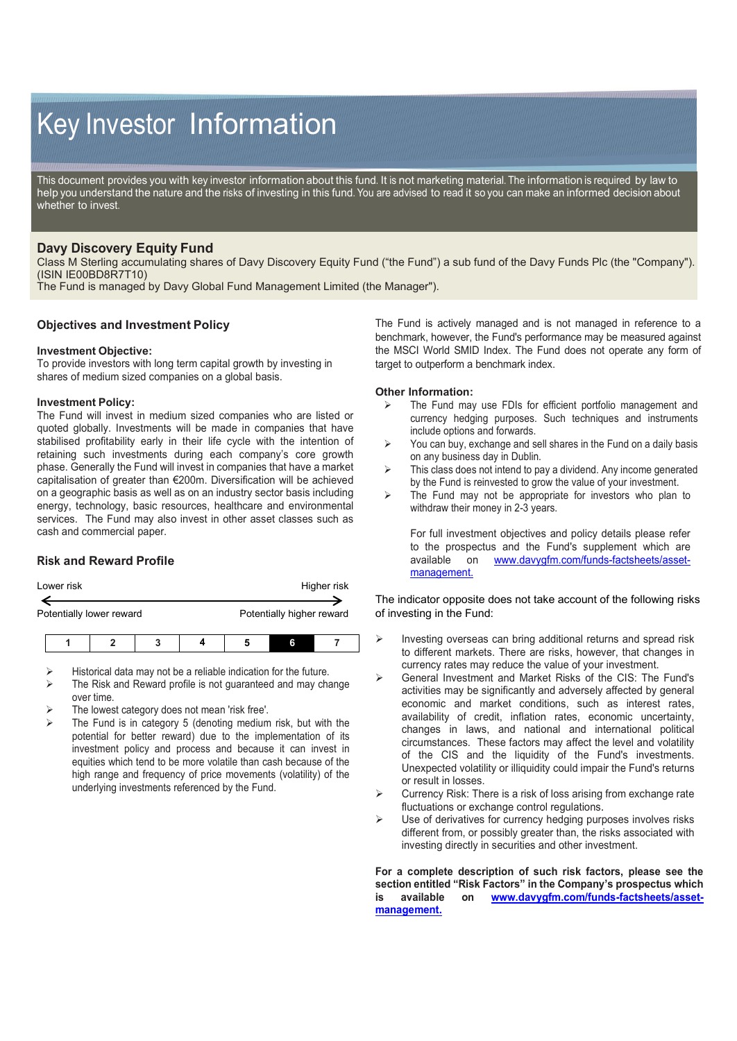# Key Investor Information

This document provides you with key investor information about this fund. It is not marketing material. The information is required by law to help you understand the nature and the risks of investing in this fund. You are advised to read it so you can make an informed decision about whether to invest.

## Davy Discovery Equity Fund

Class M Sterling accumulating shares of Davy Discovery Equity Fund ("the Fund") a sub fund of the Davy Funds Plc (the "Company"). (ISIN IE00BD8R7T10)
The Fund is managed by Davy Global Fund Management Limited (the Manager").

## Objectives and Investment Policy

**Investment Objective:**
To provide investors with long term capital growth by investing in shares of medium sized companies on a global basis.

**Investment Policy:**
The Fund will invest in medium sized companies who are listed or quoted globally. Investments will be made in companies that have stabilised profitability early in their life cycle with the intention of retaining such investments during each company's core growth phase. Generally the Fund will invest in companies that have a market capitalisation of greater than €200m. Diversification will be achieved on a geographic basis as well as on an industry sector basis including energy, technology, basic resources, healthcare and environmental services. The Fund may also invest in other asset classes such as cash and commercial paper.

The Fund is actively managed and is not managed in reference to a benchmark, however, the Fund's performance may be measured against the MSCI World SMID Index. The Fund does not operate any form of target to outperform a benchmark index.

**Other Information:**

- The Fund may use FDIs for efficient portfolio management and currency hedging purposes. Such techniques and instruments include options and forwards.
- You can buy, exchange and sell shares in the Fund on a daily basis on any business day in Dublin.
- This class does not intend to pay a dividend. Any income generated by the Fund is reinvested to grow the value of your investment.
- The Fund may not be appropriate for investors who plan to withdraw their money in 2-3 years.

For full investment objectives and policy details please refer to the prospectus and the Fund's supplement which are available on [www.davygfm.com/funds-factsheets/asset-management.](www.davygfm.com/funds-factsheets/asset-management)

## Risk and Reward Profile

| Lower risk | | | | | | Higher risk |
|---|---|---|---|---|---|---|
| Potentially lower reward | | | | | | Potentially higher reward |
| 1 | 2 | 3 | 4 | 5 | **6** | 7 |

- Historical data may not be a reliable indication for the future.
- The Risk and Reward profile is not guaranteed and may change over time.
- The lowest category does not mean 'risk free'.
- The Fund is in category 5 (denoting medium risk, but with the potential for better reward) due to the implementation of its investment policy and process and because it can invest in equities which tend to be more volatile than cash because of the high range and frequency of price movements (volatility) of the underlying investments referenced by the Fund.

The indicator opposite does not take account of the following risks of investing in the Fund:

- Investing overseas can bring additional returns and spread risk to different markets. There are risks, however, that changes in currency rates may reduce the value of your investment.
- General Investment and Market Risks of the CIS: The Fund's activities may be significantly and adversely affected by general economic and market conditions, such as interest rates, availability of credit, inflation rates, economic uncertainty, changes in laws, and national and international political circumstances. These factors may affect the level and volatility of the CIS and the liquidity of the Fund's investments. Unexpected volatility or illiquidity could impair the Fund's returns or result in losses.
- Currency Risk: There is a risk of loss arising from exchange rate fluctuations or exchange control regulations.
- Use of derivatives for currency hedging purposes involves risks different from, or possibly greater than, the risks associated with investing directly in securities and other investment.

**For a complete description of such risk factors, please see the section entitled "Risk Factors" in the Company's prospectus which is available on [www.davygfm.com/funds-factsheets/asset-management.](www.davygfm.com/funds-factsheets/asset-management)**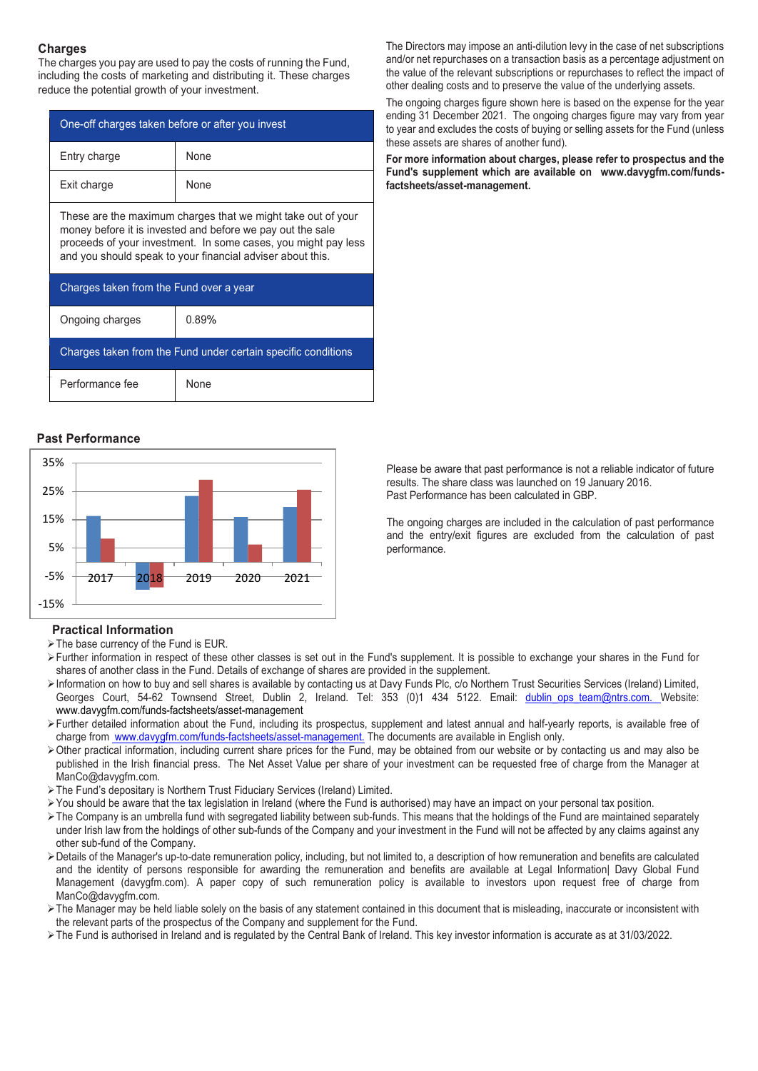## Charges

The charges you pay are used to pay the costs of running the Fund, including the costs of marketing and distributing it. These charges reduce the potential growth of your investment.

| One-off charges taken before or after you invest | |
|---|---|
| Entry charge | None |
| Exit charge | None |
| These are the maximum charges that we might take out of your money before it is invested and before we pay out the sale proceeds of your investment. In some cases, you might pay less and you should speak to your financial adviser about this. | |
| **Charges taken from the Fund over a year** | |
| Ongoing charges | 0.89% |
| **Charges taken from the Fund under certain specific conditions** | |
| Performance fee | None |

The Directors may impose an anti-dilution levy in the case of net subscriptions and/or net repurchases on a transaction basis as a percentage adjustment on the value of the relevant subscriptions or repurchases to reflect the impact of other dealing costs and to preserve the value of the underlying assets.

The ongoing charges figure shown here is based on the expense for the year ending 31 December 2021. The ongoing charges figure may vary from year to year and excludes the costs of buying or selling assets for the Fund (unless these assets are shares of another fund).

**For more information about charges, please refer to prospectus and the Fund's supplement which are available on www.davygfm.com/funds-factsheets/asset-management.**

## Past Performance

35%
25%
15%
5%
-5%
-15%
2017
2018
2019
2020
2021

Please be aware that past performance is not a reliable indicator of future results. The share class was launched on 19 January 2016.
Past Performance has been calculated in GBP.

The ongoing charges are included in the calculation of past performance and the entry/exit figures are excluded from the calculation of past performance.

## Practical Information

- The base currency of the Fund is EUR.
- Further information in respect of these other classes is set out in the Fund's supplement. It is possible to exchange your shares in the Fund for shares of another class in the Fund. Details of exchange of shares are provided in the supplement.
- Information on how to buy and sell shares is available by contacting us at Davy Funds Plc, c/o Northern Trust Securities Services (Ireland) Limited, Georges Court, 54-62 Townsend Street, Dublin 2, Ireland. Tel: 353 (0)1 434 5122. Email: dublin_ops_team@ntrs.com. Website: www.davygfm.com/funds-factsheets/asset-management
- Further detailed information about the Fund, including its prospectus, supplement and latest annual and half-yearly reports, is available free of charge from www.davygfm.com/funds-factsheets/asset-management. The documents are available in English only.
- Other practical information, including current share prices for the Fund, may be obtained from our website or by contacting us and may also be published in the Irish financial press. The Net Asset Value per share of your investment can be requested free of charge from the Manager at ManCo@davygfm.com.
- The Fund's depositary is Northern Trust Fiduciary Services (Ireland) Limited.
- You should be aware that the tax legislation in Ireland (where the Fund is authorised) may have an impact on your personal tax position.
- The Company is an umbrella fund with segregated liability between sub-funds. This means that the holdings of the Fund are maintained separately under Irish law from the holdings of other sub-funds of the Company and your investment in the Fund will not be affected by any claims against any other sub-fund of the Company.
- Details of the Manager's up-to-date remuneration policy, including, but not limited to, a description of how remuneration and benefits are calculated and the identity of persons responsible for awarding the remuneration and benefits are available at Legal Information| Davy Global Fund Management (davygfm.com). A paper copy of such remuneration policy is available to investors upon request free of charge from ManCo@davygfm.com.
- The Manager may be held liable solely on the basis of any statement contained in this document that is misleading, inaccurate or inconsistent with the relevant parts of the prospectus of the Company and supplement for the Fund.
- The Fund is authorised in Ireland and is regulated by the Central Bank of Ireland. This key investor information is accurate as at 31/03/2022.